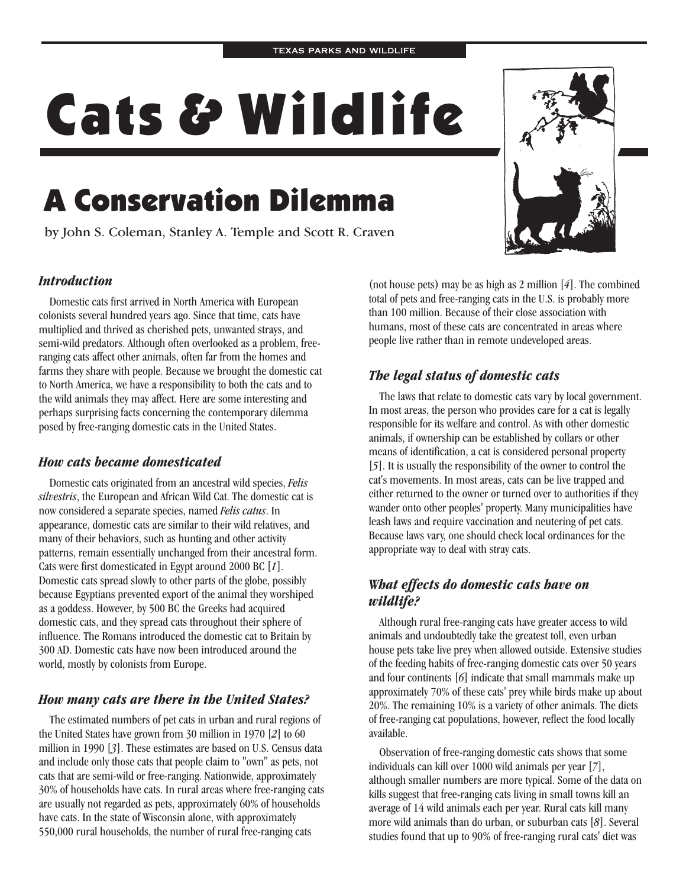# Cats & Wildlife

## A Conservation Dilemma

by John S. Coleman, Stanley A. Temple and Scott R. Craven

### *Introduction*

Domestic cats first arrived in North America with European colonists several hundred years ago. Since that time, cats have multiplied and thrived as cherished pets, unwanted strays, and semi-wild predators. Although often overlooked as a problem, free-ranging cats affect other animals, often far from the homes and farms they share with people. Because we brought the domestic cat to North America, we have a responsibility to both the cats and to the wild animals they may affect. Here are some interesting and perhaps surprising facts concerning the contemporary dilemma posed by free-ranging domestic cats in the United States.

### *How cats became domesticated*

Domestic cats originated from an ancestral wild species, *Felis silvestris*, the European and African Wild Cat. The domestic cat is now considered a separate species, named *Felis catus*. In appearance, domestic cats are similar to their wild relatives, and many of their behaviors, such as hunting and other activity patterns, remain essentially unchanged from their ancestral form. Cats were first domesticated in Egypt around 2000 BC [*1*]. Domestic cats spread slowly to other parts of the globe, possibly because Egyptians prevented export of the animal they worshiped as a goddess. However, by 500 BC the Greeks had acquired domestic cats, and they spread cats throughout their sphere of influence. The Romans introduced the domestic cat to Britain by 300 AD. Domestic cats have now been introduced around the world, mostly by colonists from Europe.

### *How many cats are there in the United States?*

The estimated numbers of pet cats in urban and rural regions of the United States have grown from 30 million in 1970 [*2*] to 60 million in 1990 [*3*]. These estimates are based on U.S. Census data and include only those cats that people claim to "own" as pets, not cats that are semi-wild or free-ranging. Nationwide, approximately 30% of households have cats. In rural areas where free-ranging cats are usually not regarded as pets, approximately 60% of households have cats. In the state of Wisconsin alone, with approximately 550,000 rural households, the number of rural free-ranging cats (not house pets) may be as high as 2 million [*4*]. The combined total of pets and free-ranging cats in the U.S. is probably more than 100 million. Because of their close association with humans, most of these cats are concentrated in areas where people live rather than in remote undeveloped areas.

### *The legal status of domestic cats*

The laws that relate to domestic cats vary by local government. In most areas, the person who provides care for a cat is legally responsible for its welfare and control. As with other domestic animals, if ownership can be established by collars or other means of identification, a cat is considered personal property [*5*]. It is usually the responsibility of the owner to control the cat's movements. In most areas, cats can be live trapped and either returned to the owner or turned over to authorities if they wander onto other peoples' property. Many municipalities have leash laws and require vaccination and neutering of pet cats. Because laws vary, one should check local ordinances for the appropriate way to deal with stray cats.

### *What effects do domestic cats have on wildlife?*

Although rural free-ranging cats have greater access to wild animals and undoubtedly take the greatest toll, even urban house pets take live prey when allowed outside. Extensive studies of the feeding habits of free-ranging domestic cats over 50 years and four continents [*6*] indicate that small mammals make up approximately 70% of these cats' prey while birds make up about 20%. The remaining 10% is a variety of other animals. The diets of free-ranging cat populations, however, reflect the food locally available.

Observation of free-ranging domestic cats shows that some individuals can kill over 1000 wild animals per year [*7*], although smaller numbers are more typical. Some of the data on kills suggest that free-ranging cats living in small towns kill an average of 14 wild animals each per year. Rural cats kill many more wild animals than do urban, or suburban cats [*8*]. Several studies found that up to 90% of free-ranging rural cats' diet was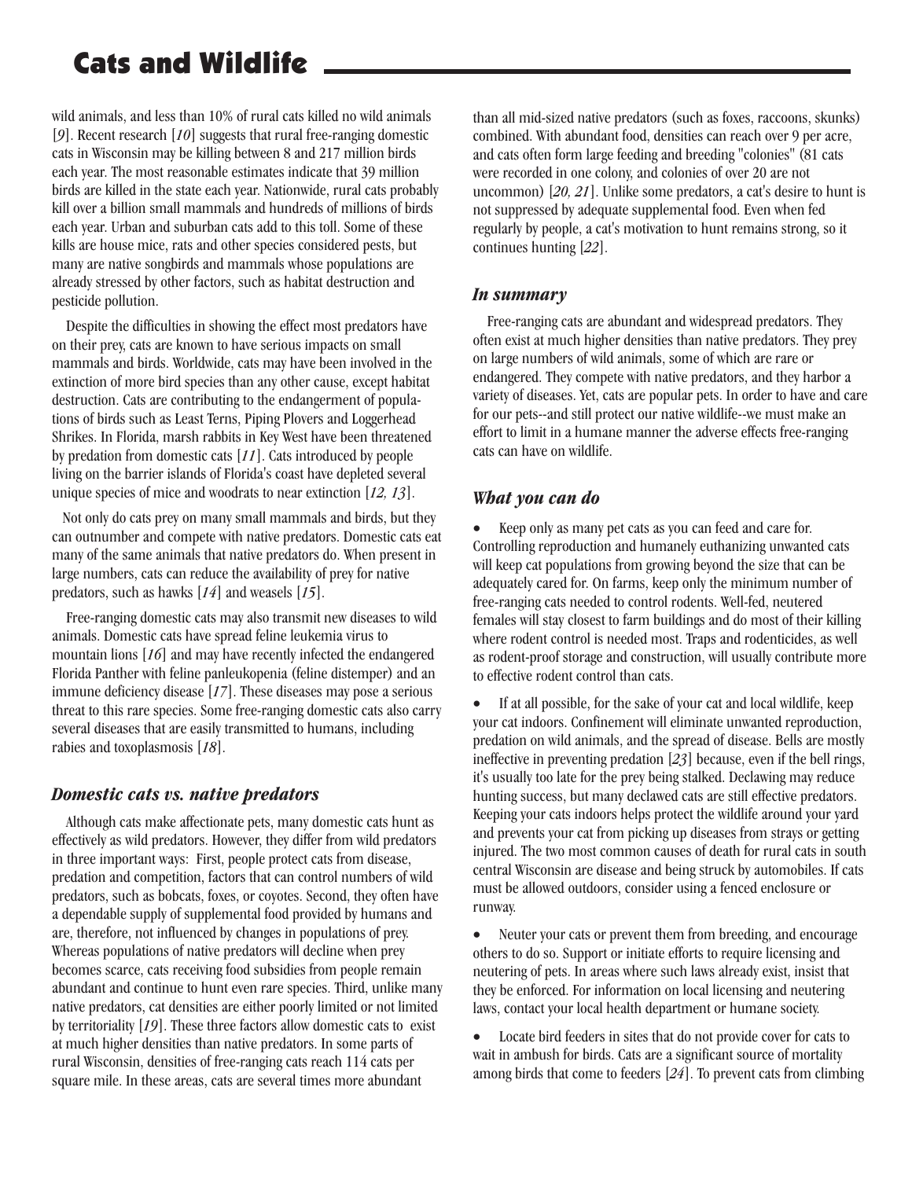wild animals, and less than 10% of rural cats killed no wild animals [*9*]. Recent research [*10*] suggests that rural free-ranging domestic cats in Wisconsin may be killing between 8 and 217 million birds each year. The most reasonable estimates indicate that 39 million birds are killed in the state each year. Nationwide, rural cats probably kill over a billion small mammals and hundreds of millions of birds each year. Urban and suburban cats add to this toll. Some of these kills are house mice, rats and other species considered pests, but many are native songbirds and mammals whose populations are already stressed by other factors, such as habitat destruction and pesticide pollution.

Despite the difficulties in showing the effect most predators have on their prey, cats are known to have serious impacts on small mammals and birds. Worldwide, cats may have been involved in the extinction of more bird species than any other cause, except habitat destruction. Cats are contributing to the endangerment of populations of birds such as Least Terns, Piping Plovers and Loggerhead Shrikes. In Florida, marsh rabbits in Key West have been threatened by predation from domestic cats [*11*]. Cats introduced by people living on the barrier islands of Florida's coast have depleted several unique species of mice and woodrats to near extinction [*12, 13*].

Not only do cats prey on many small mammals and birds, but they can outnumber and compete with native predators. Domestic cats eat many of the same animals that native predators do. When present in large numbers, cats can reduce the availability of prey for native predators, such as hawks [*14*] and weasels [*15*].

Free-ranging domestic cats may also transmit new diseases to wild animals. Domestic cats have spread feline leukemia virus to mountain lions [*16*] and may have recently infected the endangered Florida Panther with feline panleukopenia (feline distemper) and an immune deficiency disease [*17*]. These diseases may pose a serious threat to this rare species. Some free-ranging domestic cats also carry several diseases that are easily transmitted to humans, including rabies and toxoplasmosis [*18*].

## *Domestic cats vs. native predators*

Although cats make affectionate pets, many domestic cats hunt as effectively as wild predators. However, they differ from wild predators in three important ways: First, people protect cats from disease, predation and competition, factors that can control numbers of wild predators, such as bobcats, foxes, or coyotes. Second, they often have a dependable supply of supplemental food provided by humans and are, therefore, not influenced by changes in populations of prey. Whereas populations of native predators will decline when prey becomes scarce, cats receiving food subsidies from people remain abundant and continue to hunt even rare species. Third, unlike many native predators, cat densities are either poorly limited or not limited by territoriality [*19*]. These three factors allow domestic cats to exist at much higher densities than native predators. In some parts of rural Wisconsin, densities of free-ranging cats reach 114 cats per square mile. In these areas, cats are several times more abundant than all mid-sized native predators (such as foxes, raccoons, skunks) combined. With abundant food, densities can reach over 9 per acre, and cats often form large feeding and breeding "colonies" (81 cats were recorded in one colony, and colonies of over 20 are not uncommon) [*20, 21*]. Unlike some predators, a cat's desire to hunt is not suppressed by adequate supplemental food. Even when fed regularly by people, a cat's motivation to hunt remains strong, so it continues hunting [*22*].

## *In summary*

Free-ranging cats are abundant and widespread predators. They often exist at much higher densities than native predators. They prey on large numbers of wild animals, some of which are rare or endangered. They compete with native predators, and they harbor a variety of diseases. Yet, cats are popular pets. In order to have and care for our pets--and still protect our native wildlife--we must make an effort to limit in a humane manner the adverse effects free-ranging cats can have on wildlife.

## *What you can do*

- Keep only as many pet cats as you can feed and care for. Controlling reproduction and humanely euthanizing unwanted cats will keep cat populations from growing beyond the size that can be adequately cared for. On farms, keep only the minimum number of free-ranging cats needed to control rodents. Well-fed, neutered females will stay closest to farm buildings and do most of their killing where rodent control is needed most. Traps and rodenticides, as well as rodent-proof storage and construction, will usually contribute more to effective rodent control than cats.

- If at all possible, for the sake of your cat and local wildlife, keep your cat indoors. Confinement will eliminate unwanted reproduction, predation on wild animals, and the spread of disease. Bells are mostly ineffective in preventing predation [*23*] because, even if the bell rings, it's usually too late for the prey being stalked. Declawing may reduce hunting success, but many declawed cats are still effective predators. Keeping your cats indoors helps protect the wildlife around your yard and prevents your cat from picking up diseases from strays or getting injured. The two most common causes of death for rural cats in south central Wisconsin are disease and being struck by automobiles. If cats must be allowed outdoors, consider using a fenced enclosure or runway.

- Neuter your cats or prevent them from breeding, and encourage others to do so. Support or initiate efforts to require licensing and neutering of pets. In areas where such laws already exist, insist that they be enforced. For information on local licensing and neutering laws, contact your local health department or humane society.

- Locate bird feeders in sites that do not provide cover for cats to wait in ambush for birds. Cats are a significant source of mortality among birds that come to feeders [*24*]. To prevent cats from climbing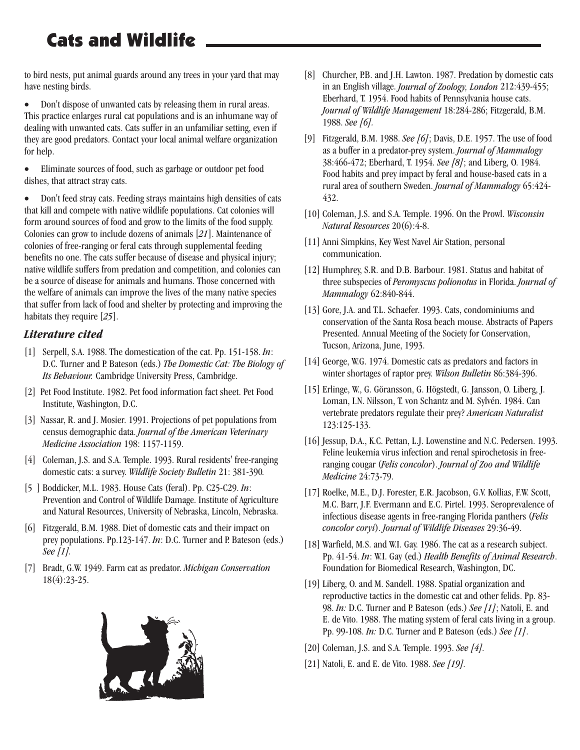to bird nests, put animal guards around any trees in your yard that may have nesting birds.

- Don't dispose of unwanted cats by releasing them in rural areas. This practice enlarges rural cat populations and is an inhumane way of dealing with unwanted cats. Cats suffer in an unfamiliar setting, even if they are good predators. Contact your local animal welfare organization for help.

- Eliminate sources of food, such as garbage or outdoor pet food dishes, that attract stray cats.

- Don't feed stray cats. Feeding strays maintains high densities of cats that kill and compete with native wildlife populations. Cat colonies will form around sources of food and grow to the limits of the food supply. Colonies can grow to include dozens of animals [*21*]. Maintenance of colonies of free-ranging or feral cats through supplemental feeding benefits no one. The cats suffer because of disease and physical injury; native wildlife suffers from predation and competition, and colonies can be a source of disease for animals and humans. Those concerned with the welfare of animals can improve the lives of the many native species that suffer from lack of food and shelter by protecting and improving the habitats they require [*25*].

### *Literature cited*

[1] Serpell, S.A. 1988. The domestication of the cat. Pp. 151-158. *In*: D.C. Turner and P. Bateson (eds.) *The Domestic Cat: The Biology of Its Behaviour.* Cambridge University Press, Cambridge.

[2] Pet Food Institute. 1982. Pet food information fact sheet. Pet Food Institute, Washington, D.C.

[3] Nassar, R. and J. Mosier. 1991. Projections of pet populations from census demographic data. *Journal of the American Veterinary Medicine Association* 198: 1157-1159.

[4] Coleman, J.S. and S.A. Temple. 1993. Rural residents' free-ranging domestic cats: a survey. *Wildlife Society Bulletin* 21: 381-390*.*

[5 ] Boddicker, M.L. 1983. House Cats (feral). Pp. C25-C29. *In*: Prevention and Control of Wildlife Damage. Institute of Agriculture and Natural Resources, University of Nebraska, Lincoln, Nebraska.

[6] Fitzgerald, B.M. 1988. Diet of domestic cats and their impact on prey populations. Pp.123-147. *In*: D.C. Turner and P. Bateson (eds.) *See [1].*

[7] Bradt, G.W. 1949. Farm cat as predator. *Michigan Conservation* 18(4):23-25.

[8] Churcher, P.B. and J.H. Lawton. 1987. Predation by domestic cats in an English village. *Journal of Zoology, London* 212:439-455; Eberhard, T. 1954. Food habits of Pennsylvania house cats. *Journal of Wildlife Management* 18:284-286; Fitzgerald, B.M. 1988. *See [6].*

[9] Fitzgerald, B.M. 1988. *See [6]*; Davis, D.E. 1957. The use of food as a buffer in a predator-prey system. *Journal of Mammalogy* 38:466-472; Eberhard, T. 1954. *See [8]*; and Liberg, O. 1984. Food habits and prey impact by feral and house-based cats in a rural area of southern Sweden. *Journal of Mammalogy* 65:424-432.

[10] Coleman, J.S. and S.A. Temple. 1996. On the Prowl. *Wisconsin Natural Resources* 20(6):4-8.

[11] Anni Simpkins, Key West Naval Air Station, personal communication.

[12] Humphrey, S.R. and D.B. Barbour. 1981. Status and habitat of three subspecies of *Peromyscus polionotus* in Florida. *Journal of Mammalogy* 62:840-844.

[13] Gore, J.A. and T.L. Schaefer. 1993. Cats, condominiums and conservation of the Santa Rosa beach mouse. Abstracts of Papers Presented. Annual Meeting of the Society for Conservation, Tucson, Arizona, June, 1993.

[14] George, W.G. 1974. Domestic cats as predators and factors in winter shortages of raptor prey. *Wilson Bulletin* 86:384-396.

[15] Erlinge, W., G. Göransson, G. Högstedt, G. Jansson, O. Liberg, J. Loman, I.N. Nilsson, T. von Schantz and M. Sylvén. 1984. Can vertebrate predators regulate their prey? *American Naturalist* 123:125-133.

[16] Jessup, D.A., K.C. Pettan, L.J. Lowenstine and N.C. Pedersen. 1993. Feline leukemia virus infection and renal spirochetosis in free-ranging cougar (*Felis concolor*). *Journal of Zoo and Wildlife Medicine* 24:73-79.

[17] Roelke, M.E., D.J. Forester, E.R. Jacobson, G.V. Kollias, F.W. Scott, M.C. Barr, J.F. Evermann and E.C. Pirtel. 1993. Seroprevalence of infectious disease agents in free-ranging Florida panthers (*Felis concolor coryi*). *Journal of Wildlife Diseases* 29:36-49.

[18] Warfield, M.S. and W.I. Gay. 1986. The cat as a research subject. Pp. 41-54. *In*: W.I. Gay (ed.) *Health Benefits of Animal Research*. Foundation for Biomedical Research, Washington, DC.

[19] Liberg, O. and M. Sandell. 1988. Spatial organization and reproductive tactics in the domestic cat and other felids. Pp. 83-98. *In:* D.C. Turner and P. Bateson (eds.) *See [1]*; Natoli, E. and E. de Vito. 1988. The mating system of feral cats living in a group. Pp. 99-108. *In:* D.C. Turner and P. Bateson (eds.) *See [1]*.

[20] Coleman, J.S. and S.A. Temple. 1993. *See [4].*

[21] Natoli, E. and E. de Vito. 1988. *See [19].*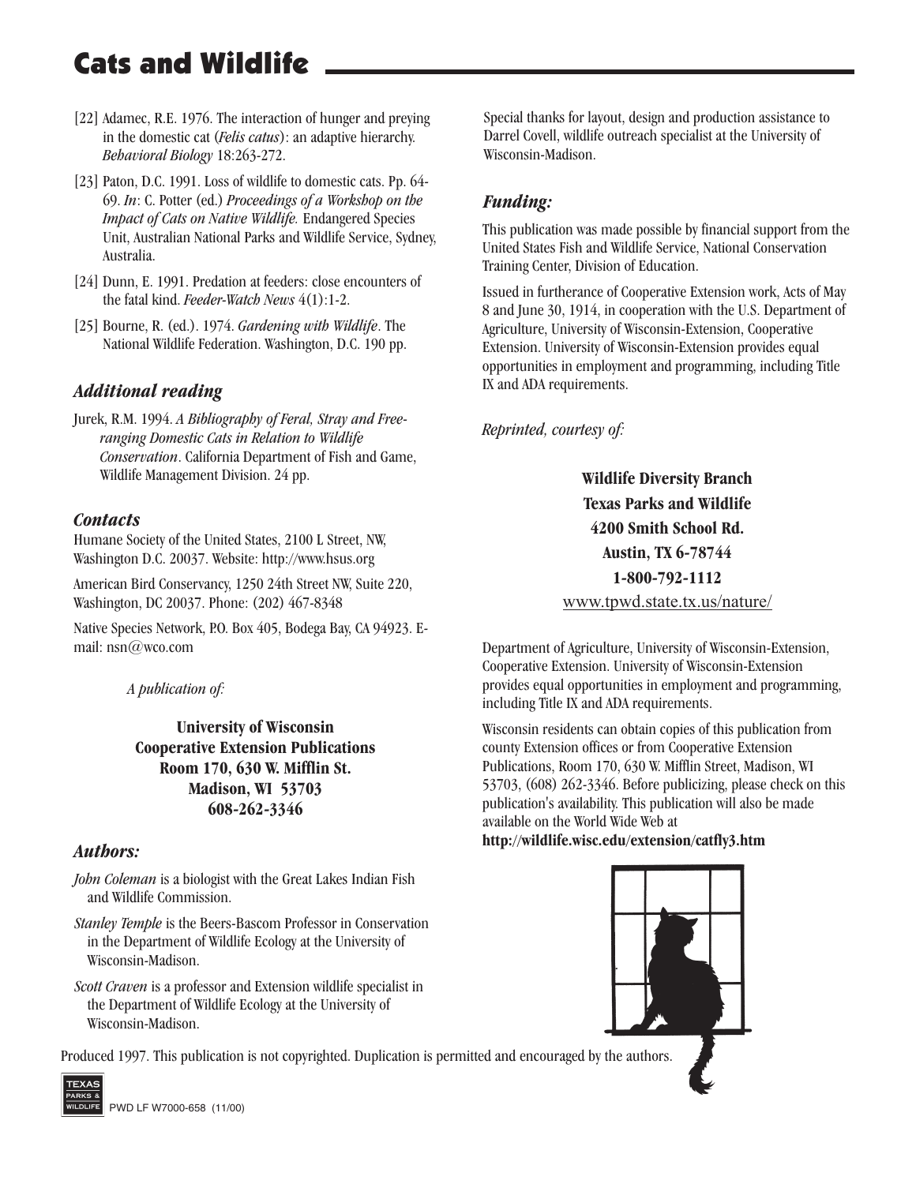[22] Adamec, R.E. 1976. The interaction of hunger and preying in the domestic cat (*Felis catus*): an adaptive hierarchy. *Behavioral Biology* 18:263-272.

[23] Paton, D.C. 1991. Loss of wildlife to domestic cats. Pp. 64-69. *In*: C. Potter (ed.) *Proceedings of a Workshop on the Impact of Cats on Native Wildlife.* Endangered Species Unit, Australian National Parks and Wildlife Service, Sydney, Australia.

[24] Dunn, E. 1991. Predation at feeders: close encounters of the fatal kind. *Feeder-Watch News* 4(1):1-2.

[25] Bourne, R. (ed.). 1974. *Gardening with Wildlife*. The National Wildlife Federation. Washington, D.C. 190 pp.

### *Additional reading*

Jurek, R.M. 1994. *A Bibliography of Feral, Stray and Free-ranging Domestic Cats in Relation to Wildlife Conservation*. California Department of Fish and Game, Wildlife Management Division. 24 pp.

### *Contacts*

Humane Society of the United States, 2100 L Street, NW, Washington D.C. 20037. Website: http://www.hsus.org

American Bird Conservancy, 1250 24th Street NW, Suite 220, Washington, DC 20037. Phone: (202) 467-8348

Native Species Network, P.O. Box 405, Bodega Bay, CA 94923. E-mail: nsn@wco.com

*A publication of:*

**University of Wisconsin**
**Cooperative Extension Publications**
**Room 170, 630 W. Mifflin St.**
**Madison, WI 53703**
**608-262-3346**

### *Authors:*

*John Coleman* is a biologist with the Great Lakes Indian Fish and Wildlife Commission.

*Stanley Temple* is the Beers-Bascom Professor in Conservation in the Department of Wildlife Ecology at the University of Wisconsin-Madison.

*Scott Craven* is a professor and Extension wildlife specialist in the Department of Wildlife Ecology at the University of Wisconsin-Madison.

Special thanks for layout, design and production assistance to Darrel Covell, wildlife outreach specialist at the University of Wisconsin-Madison.

### *Funding:*

This publication was made possible by financial support from the United States Fish and Wildlife Service, National Conservation Training Center, Division of Education.

Issued in furtherance of Cooperative Extension work, Acts of May 8 and June 30, 1914, in cooperation with the U.S. Department of Agriculture, University of Wisconsin-Extension, Cooperative Extension. University of Wisconsin-Extension provides equal opportunities in employment and programming, including Title IX and ADA requirements.

*Reprinted, courtesy of:*

**Wildlife Diversity Branch**
**Texas Parks and Wildlife**
**4200 Smith School Rd.**
**Austin, TX 6-78744**
**1-800-792-1112**
www.tpwd.state.tx.us/nature/

Department of Agriculture, University of Wisconsin-Extension, Cooperative Extension. University of Wisconsin-Extension provides equal opportunities in employment and programming, including Title IX and ADA requirements.

Wisconsin residents can obtain copies of this publication from county Extension offices or from Cooperative Extension Publications, Room 170, 630 W. Mifflin Street, Madison, WI 53703, (608) 262-3346. Before publicizing, please check on this publication's availability. This publication will also be made available on the World Wide Web at
**http://wildlife.wisc.edu/extension/catfly3.htm**

Produced 1997. This publication is not copyrighted. Duplication is permitted and encouraged by the authors.

PWD LF W7000-658 (11/00)